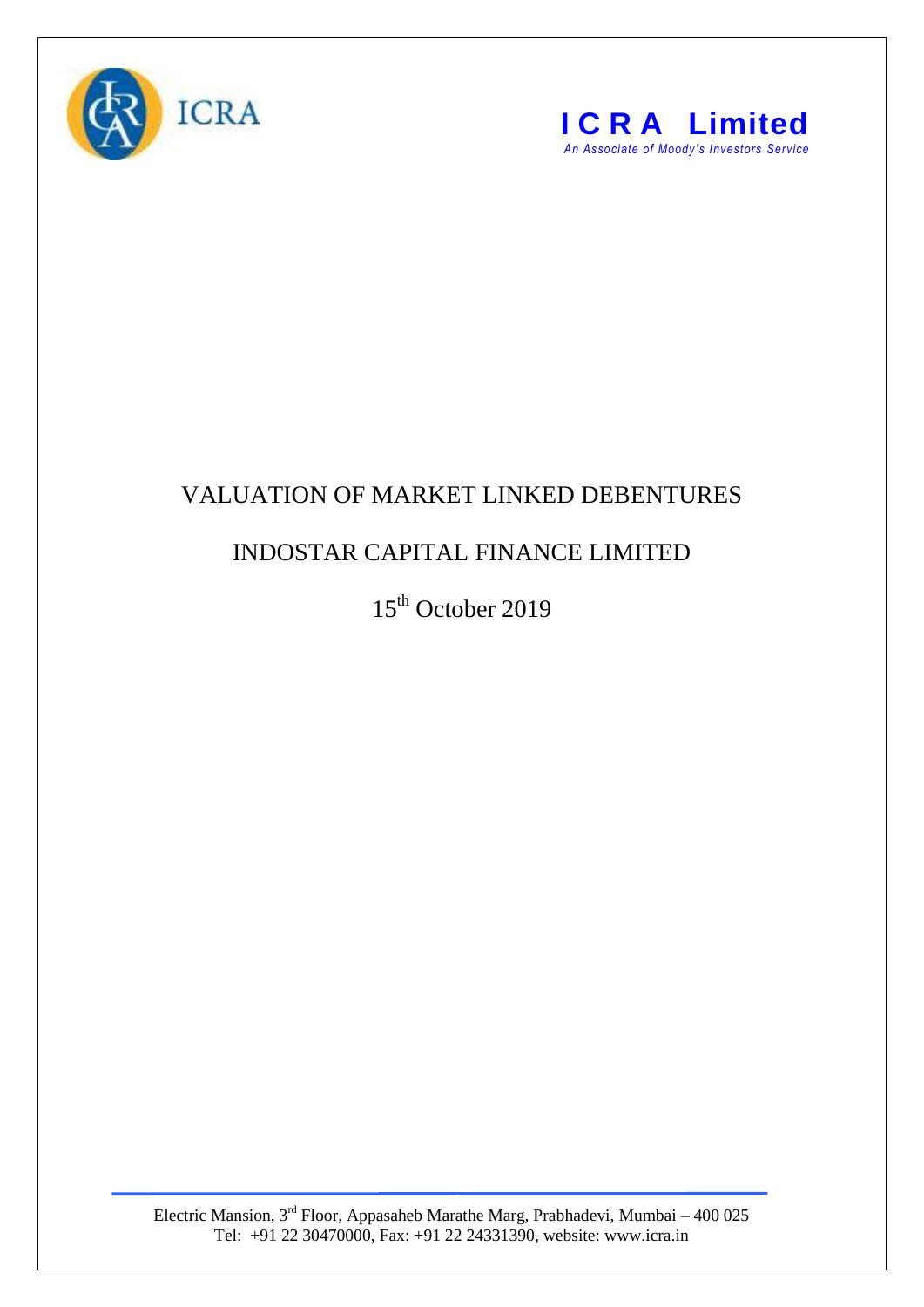ICRA

**I C R A Limited**

*An Associate of Moody's Investors Service*

# VALUATION OF MARKET LINKED DEBENTURES

## INDOSTAR CAPITAL FINANCE LIMITED

15th October 2019

Electric Mansion, 3rd Floor, Appasaheb Marathe Marg, Prabhadevi, Mumbai – 400 025
Tel: +91 22 30470000, Fax: +91 22 24331390, website: www.icra.in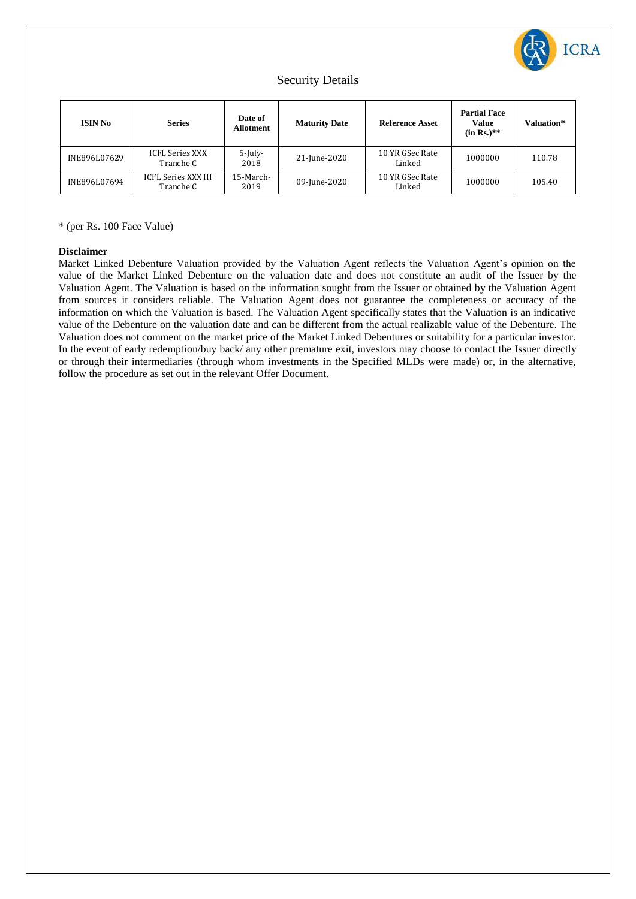## Security Details

| ISIN No | Series | Date of Allotment | Maturity Date | Reference Asset | Partial Face Value (in Rs.)** | Valuation* |
|---|---|---|---|---|---|---|
| INE896L07629 | ICFL Series XXX Tranche C | 5-July-2018 | 21-June-2020 | 10 YR GSec Rate Linked | 1000000 | 110.78 |
| INE896L07694 | ICFL Series XXX III Tranche C | 15-March-2019 | 09-June-2020 | 10 YR GSec Rate Linked | 1000000 | 105.40 |

* (per Rs. 100 Face Value)

**Disclaimer**

Market Linked Debenture Valuation provided by the Valuation Agent reflects the Valuation Agent's opinion on the value of the Market Linked Debenture on the valuation date and does not constitute an audit of the Issuer by the Valuation Agent. The Valuation is based on the information sought from the Issuer or obtained by the Valuation Agent from sources it considers reliable. The Valuation Agent does not guarantee the completeness or accuracy of the information on which the Valuation is based. The Valuation Agent specifically states that the Valuation is an indicative value of the Debenture on the valuation date and can be different from the actual realizable value of the Debenture. The Valuation does not comment on the market price of the Market Linked Debentures or suitability for a particular investor. In the event of early redemption/buy back/ any other premature exit, investors may choose to contact the Issuer directly or through their intermediaries (through whom investments in the Specified MLDs were made) or, in the alternative, follow the procedure as set out in the relevant Offer Document.